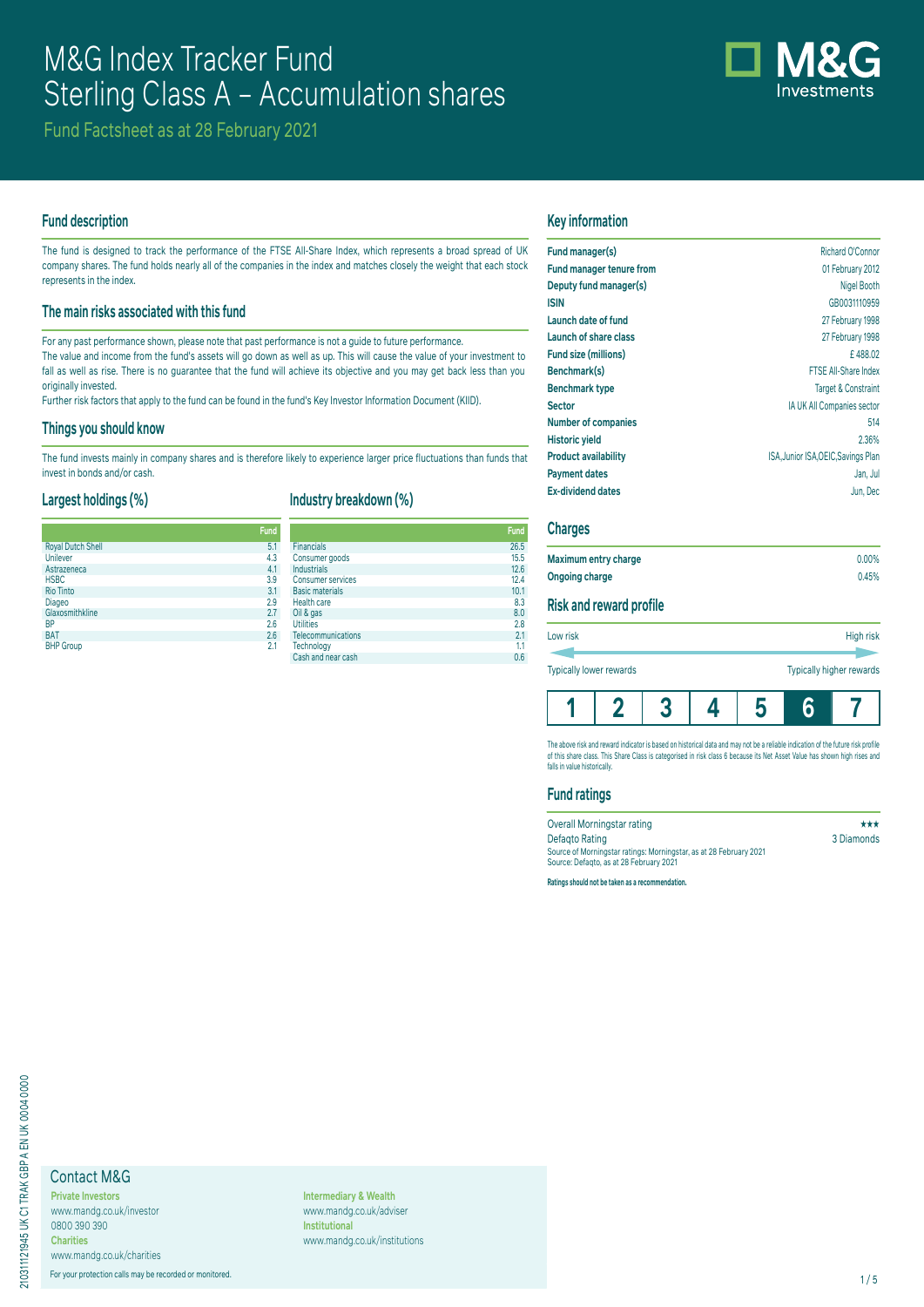# M&G Index Tracker Fund
# Sterling Class A – Accumulation shares

Fund Factsheet as at 28 February 2021

## Fund description

The fund is designed to track the performance of the FTSE All-Share Index, which represents a broad spread of UK company shares. The fund holds nearly all of the companies in the index and matches closely the weight that each stock represents in the index.

## The main risks associated with this fund

For any past performance shown, please note that past performance is not a guide to future performance.

The value and income from the fund's assets will go down as well as up. This will cause the value of your investment to fall as well as rise. There is no guarantee that the fund will achieve its objective and you may get back less than you originally invested.

Further risk factors that apply to the fund can be found in the fund's Key Investor Information Document (KIID).

## Things you should know

The fund invests mainly in company shares and is therefore likely to experience larger price fluctuations than funds that invest in bonds and/or cash.

## Largest holdings (%)

| | Fund |
|---|---|
| Royal Dutch Shell | 5.1 |
| Unilever | 4.3 |
| Astrazeneca | 4.1 |
| HSBC | 3.9 |
| Rio Tinto | 3.1 |
| Diageo | 2.9 |
| Glaxosmithkline | 2.7 |
| BP | 2.6 |
| BAT | 2.6 |
| BHP Group | 2.1 |

## Industry breakdown (%)

| | Fund |
|---|---|
| Financials | 26.5 |
| Consumer goods | 15.5 |
| Industrials | 12.6 |
| Consumer services | 12.4 |
| Basic materials | 10.1 |
| Health care | 8.3 |
| Oil & gas | 8.0 |
| Utilities | 2.8 |
| Telecommunications | 2.1 |
| Technology | 1.1 |
| Cash and near cash | 0.6 |

## Key information

| | |
|---|---|
| **Fund manager(s)** | Richard O'Connor |
| **Fund manager tenure from** | 01 February 2012 |
| **Deputy fund manager(s)** | Nigel Booth |
| **ISIN** | GB0031110959 |
| **Launch date of fund** | 27 February 1998 |
| **Launch of share class** | 27 February 1998 |
| **Fund size (millions)** | £ 488.02 |
| **Benchmark(s)** | FTSE All-Share Index |
| **Benchmark type** | Target & Constraint |
| **Sector** | IA UK All Companies sector |
| **Number of companies** | 514 |
| **Historic yield** | 2.36% |
| **Product availability** | ISA,Junior ISA,OEIC,Savings Plan |
| **Payment dates** | Jan, Jul |
| **Ex-dividend dates** | Jun, Dec |

## Charges

| | |
|---|---|
| **Maximum entry charge** | 0.00% |
| **Ongoing charge** | 0.45% |

## Risk and reward profile

Low risk — High risk

Typically lower rewards — Typically higher rewards

| 1 | 2 | 3 | 4 | 5 | **6** | 7 |
|---|---|---|---|---|---|---|

The above risk and reward indicator is based on historical data and may not be a reliable indication of the future risk profile of this share class. This Share Class is categorised in risk class 6 because its Net Asset Value has shown high rises and falls in value historically.

## Fund ratings

| | |
|---|---|
| Overall Morningstar rating | ★★★ |
| Defaqto Rating | 3 Diamonds |

Source of Morningstar ratings: Morningstar, as at 28 February 2021

Source: Defaqto, as at 28 February 2021

**Ratings should not be taken as a recommendation.**

## Contact M&G

**Private Investors**
www.mandg.co.uk/investor
0800 390 390

**Charities**
www.mandg.co.uk/charities

**Intermediary & Wealth**
www.mandg.co.uk/adviser

**Institutional**
www.mandg.co.uk/institutions

For your protection calls may be recorded or monitored.

210311121945 UK C1 TRAK GBP A EN UK 0004 0000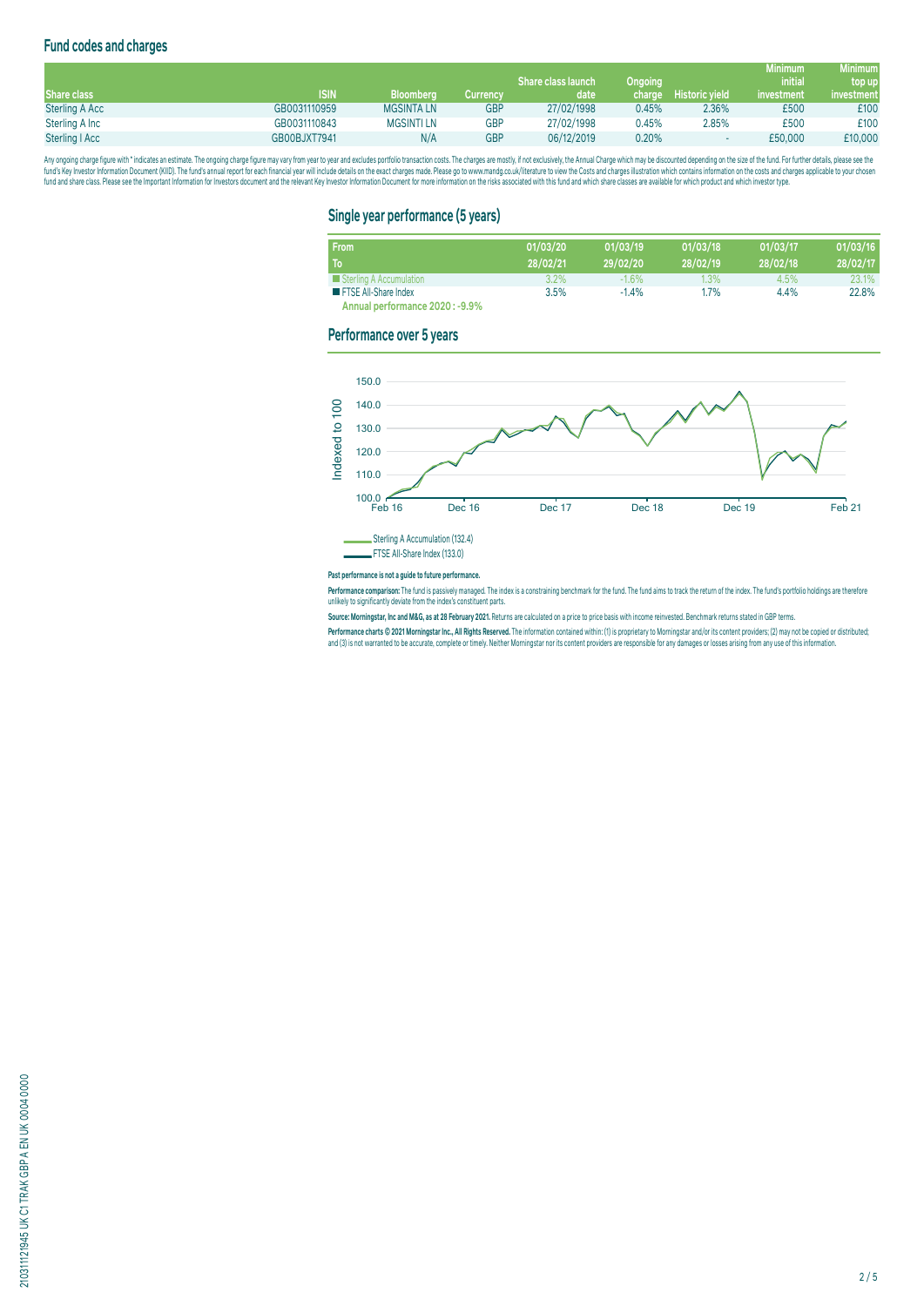## Fund codes and charges

| Share class | ISIN | Bloomberg | Currency | Share class launch date | Ongoing charge | Historic yield | Minimum initial investment | Minimum top up investment |
|---|---|---|---|---|---|---|---|---|
| Sterling A Acc | GB0031110959 | MGSINTA LN | GBP | 27/02/1998 | 0.45% | 2.36% | £500 | £100 |
| Sterling A Inc | GB0031110843 | MGSINTI LN | GBP | 27/02/1998 | 0.45% | 2.85% | £500 | £100 |
| Sterling I Acc | GB00BJXT7941 | N/A | GBP | 06/12/2019 | 0.20% | - | £50,000 | £10,000 |

Any ongoing charge figure with * indicates an estimate. The ongoing charge figure may vary from year to year and excludes portfolio transaction costs. The charges are mostly, if not exclusively, the Annual Charge which may be discounted depending on the size of the fund. For further details, please see the fund's Key Investor Information Document (KIID). The fund's annual report for each financial year will include details on the exact charges made. Please go to www.mandg.co.uk/literature to view the Costs and charges illustration which contains information on the costs and charges applicable to your chosen fund and share class. Please see the Important Information for Investors document and the relevant Key Investor Information Document for more information on the risks associated with this fund and which share classes are available for which product and which investor type.

## Single year performance (5 years)

| From / To | 01/03/20 28/02/21 | 01/03/19 29/02/20 | 01/03/18 28/02/19 | 01/03/17 28/02/18 | 01/03/16 28/02/17 |
|---|---|---|---|---|---|
| Sterling A Accumulation | 3.2% | -1.6% | 1.3% | 4.5% | 23.1% |
| FTSE All-Share Index | 3.5% | -1.4% | 1.7% | 4.4% | 22.8% |

**Annual performance 2020 : -9.9%**

## Performance over 5 years

Sterling A Accumulation (132.4)
FTSE All-Share Index (133.0)

**Past performance is not a guide to future performance.**

**Performance comparison:** The fund is passively managed. The index is a constraining benchmark for the fund. The fund aims to track the return of the index. The fund's portfolio holdings are therefore unlikely to significantly deviate from the index's constituent parts.

**Source: Morningstar, Inc and M&G, as at 28 February 2021.** Returns are calculated on a price to price basis with income reinvested. Benchmark returns stated in GBP terms.

**Performance charts © 2021 Morningstar Inc., All Rights Reserved.** The information contained within: (1) is proprietary to Morningstar and/or its content providers; (2) may not be copied or distributed; and (3) is not warranted to be accurate, complete or timely. Neither Morningstar nor its content providers are responsible for any damages or losses arising from any use of this information.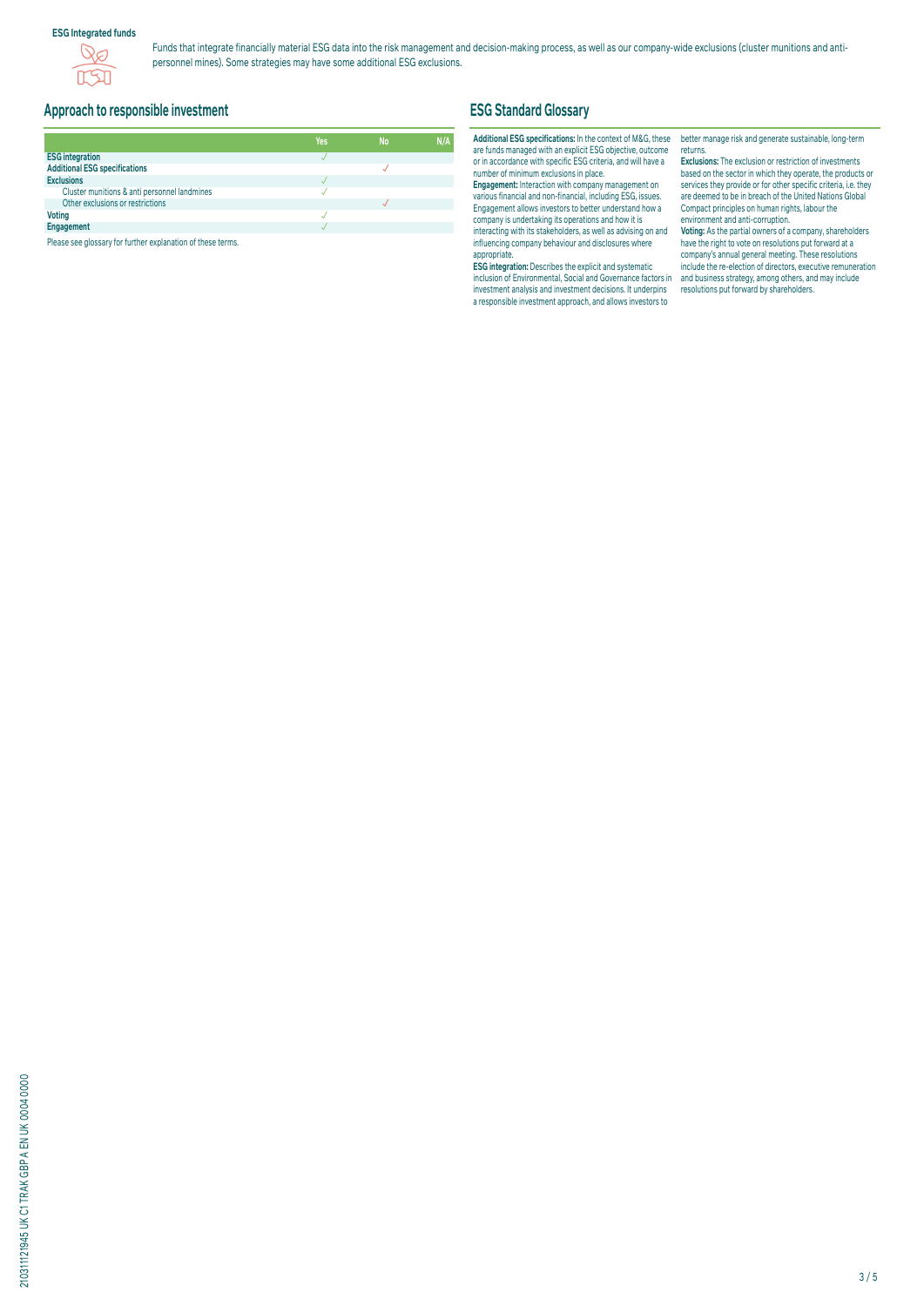**ESG Integrated funds**

Funds that integrate financially material ESG data into the risk management and decision-making process, as well as our company-wide exclusions (cluster munitions and anti-personnel mines). Some strategies may have some additional ESG exclusions.

## Approach to responsible investment

| | Yes | No | N/A |
|---|---|---|---|
| **ESG integration** | ✓ | | |
| **Additional ESG specifications** | | ✓ | |
| **Exclusions** | ✓ | | |
| Cluster munitions & anti personnel landmines | ✓ | | |
| Other exclusions or restrictions | | ✓ | |
| **Voting** | ✓ | | |
| **Engagement** | ✓ | | |

Please see glossary for further explanation of these terms.

## ESG Standard Glossary

**Additional ESG specifications:** In the context of M&G, these are funds managed with an explicit ESG objective, outcome or in accordance with specific ESG criteria, and will have a number of minimum exclusions in place.

**Engagement:** Interaction with company management on various financial and non-financial, including ESG, issues. Engagement allows investors to better understand how a company is undertaking its operations and how it is interacting with its stakeholders, as well as advising on and influencing company behaviour and disclosures where appropriate.

**ESG integration:** Describes the explicit and systematic inclusion of Environmental, Social and Governance factors in investment analysis and investment decisions. It underpins a responsible investment approach, and allows investors to better manage risk and generate sustainable, long-term returns.

**Exclusions:** The exclusion or restriction of investments based on the sector in which they operate, the products or services they provide or for other specific criteria, i.e. they are deemed to be in breach of the United Nations Global Compact principles on human rights, labour the environment and anti-corruption.

**Voting:** As the partial owners of a company, shareholders have the right to vote on resolutions put forward at a company's annual general meeting. These resolutions include the re-election of directors, executive remuneration and business strategy, among others, and may include resolutions put forward by shareholders.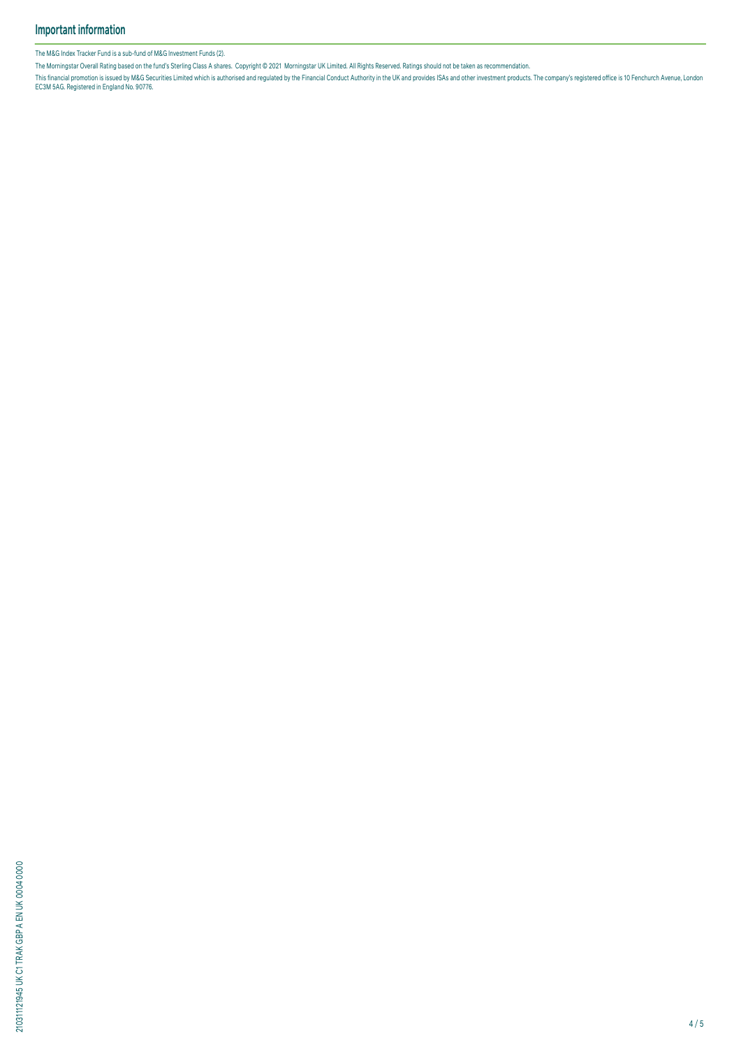## Important information

The M&G Index Tracker Fund is a sub-fund of M&G Investment Funds (2).

The Morningstar Overall Rating based on the fund's Sterling Class A shares. Copyright © 2021 Morningstar UK Limited. All Rights Reserved. Ratings should not be taken as recommendation.

This financial promotion is issued by M&G Securities Limited which is authorised and regulated by the Financial Conduct Authority in the UK and provides ISAs and other investment products. The company's registered office is 10 Fenchurch Avenue, London EC3M 5AG. Registered in England No. 90776.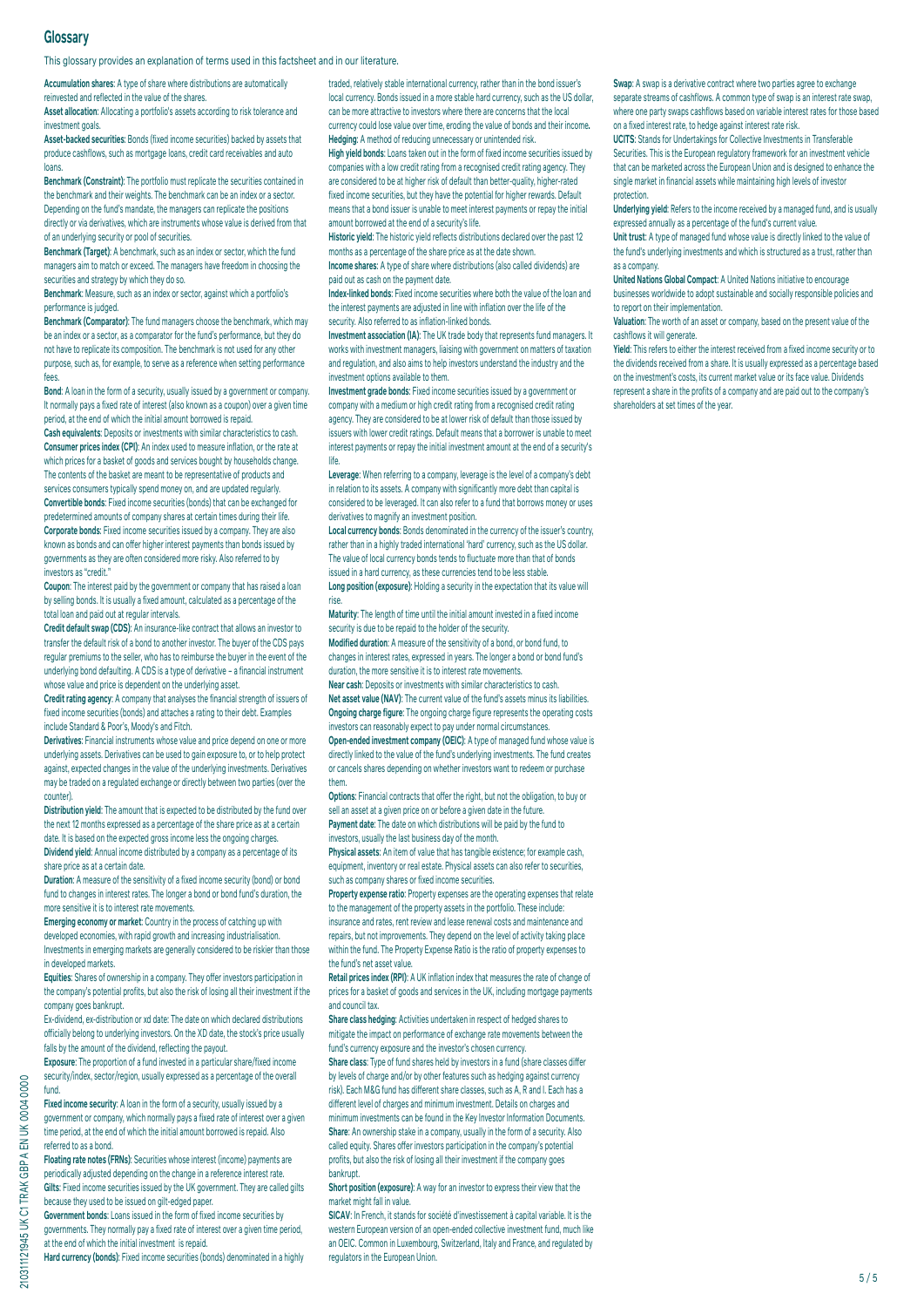## Glossary

This glossary provides an explanation of terms used in this factsheet and in our literature.

**Accumulation shares**: A type of share where distributions are automatically reinvested and reflected in the value of the shares.

**Asset allocation**: Allocating a portfolio's assets according to risk tolerance and investment goals.

**Asset-backed securities**: Bonds (fixed income securities) backed by assets that produce cashflows, such as mortgage loans, credit card receivables and auto loans.

**Benchmark (Constraint)**: The portfolio must replicate the securities contained in the benchmark and their weights. The benchmark can be an index or a sector. Depending on the fund's mandate, the managers can replicate the positions directly or via derivatives, which are instruments whose value is derived from that of an underlying security or pool of securities.

**Benchmark (Target)**: A benchmark, such as an index or sector, which the fund managers aim to match or exceed. The managers have freedom in choosing the securities and strategy by which they do so.

**Benchmark**: Measure, such as an index or sector, against which a portfolio's performance is judged.

**Benchmark (Comparator)**: The fund managers choose the benchmark, which may be an index or a sector, as a comparator for the fund's performance, but they do not have to replicate its composition. The benchmark is not used for any other purpose, such as, for example, to serve as a reference when setting performance fees.

**Bond**: A loan in the form of a security, usually issued by a government or company. It normally pays a fixed rate of interest (also known as a coupon) over a given time period, at the end of which the initial amount borrowed is repaid.

**Cash equivalents**: Deposits or investments with similar characteristics to cash.

**Consumer prices index (CPI)**: An index used to measure inflation, or the rate at which prices for a basket of goods and services bought by households change. The contents of the basket are meant to be representative of products and services consumers typically spend money on, and are updated regularly.

**Convertible bonds**: Fixed income securities (bonds) that can be exchanged for predetermined amounts of company shares at certain times during their life.

**Corporate bonds**: Fixed income securities issued by a company. They are also known as bonds and can offer higher interest payments than bonds issued by governments as they are often considered more risky. Also referred to by investors as "credit."

**Coupon**: The interest paid by the government or company that has raised a loan by selling bonds. It is usually a fixed amount, calculated as a percentage of the total loan and paid out at regular intervals.

**Credit default swap (CDS)**: An insurance-like contract that allows an investor to transfer the default risk of a bond to another investor. The buyer of the CDS pays regular premiums to the seller, who has to reimburse the buyer in the event of the underlying bond defaulting. A CDS is a type of derivative – a financial instrument whose value and price is dependent on the underlying asset.

**Credit rating agency**: A company that analyses the financial strength of issuers of fixed income securities (bonds) and attaches a rating to their debt. Examples include Standard & Poor's, Moody's and Fitch.

**Derivatives**: Financial instruments whose value and price depend on one or more underlying assets. Derivatives can be used to gain exposure to, or to help protect against, expected changes in the value of the underlying investments. Derivatives may be traded on a regulated exchange or directly between two parties (over the counter).

**Distribution yield**: The amount that is expected to be distributed by the fund over the next 12 months expressed as a percentage of the share price as at a certain date. It is based on the expected gross income less the ongoing charges.

**Dividend yield**: Annual income distributed by a company as a percentage of its share price as at a certain date.

**Duration**: A measure of the sensitivity of a fixed income security (bond) or bond fund to changes in interest rates. The longer a bond or bond fund's duration, the more sensitive it is to interest rate movements.

**Emerging economy or market**: Country in the process of catching up with developed economies, with rapid growth and increasing industrialisation. Investments in emerging markets are generally considered to be riskier than those in developed markets.

**Equities**: Shares of ownership in a company. They offer investors participation in the company's potential profits, but also the risk of losing all their investment if the company goes bankrupt.

Ex-dividend, ex-distribution or xd date: The date on which declared distributions officially belong to underlying investors. On the XD date, the stock's price usually falls by the amount of the dividend, reflecting the payout.

**Exposure**: The proportion of a fund invested in a particular share/fixed income security/index, sector/region, usually expressed as a percentage of the overall fund.

**Fixed income security**: A loan in the form of a security, usually issued by a government or company, which normally pays a fixed rate of interest over a given time period, at the end of which the initial amount borrowed is repaid. Also referred to as a bond.

**Floating rate notes (FRNs)**: Securities whose interest (income) payments are periodically adjusted depending on the change in a reference interest rate.

**Gilts**: Fixed income securities issued by the UK government. They are called gilts because they used to be issued on gilt-edged paper.

**Government bonds**: Loans issued in the form of fixed income securities by governments. They normally pay a fixed rate of interest over a given time period, at the end of which the initial investment is repaid.

**Hard currency (bonds)**: Fixed income securities (bonds) denominated in a highly traded, relatively stable international currency, rather than in the bond issuer's local currency. Bonds issued in a more stable hard currency, such as the US dollar, can be more attractive to investors where there are concerns that the local currency could lose value over time, eroding the value of bonds and their income**.**

**Hedging**: A method of reducing unnecessary or unintended risk.

**High yield bonds**: Loans taken out in the form of fixed income securities issued by companies with a low credit rating from a recognised credit rating agency. They are considered to be at higher risk of default than better-quality, higher-rated fixed income securities, but they have the potential for higher rewards. Default means that a bond issuer is unable to meet interest payments or repay the initial amount borrowed at the end of a security's life.

**Historic yield**: The historic yield reflects distributions declared over the past 12 months as a percentage of the share price as at the date shown.

**Income shares**: A type of share where distributions (also called dividends) are paid out as cash on the payment date.

**Index-linked bonds**: Fixed income securities where both the value of the loan and the interest payments are adjusted in line with inflation over the life of the security. Also referred to as inflation-linked bonds.

**Investment association (IA)**: The UK trade body that represents fund managers. It works with investment managers, liaising with government on matters of taxation and regulation, and also aims to help investors understand the industry and the investment options available to them.

**Investment grade bonds**: Fixed income securities issued by a government or company with a medium or high credit rating from a recognised credit rating agency. They are considered to be at lower risk of default than those issued by issuers with lower credit ratings. Default means that a borrower is unable to meet interest payments or repay the initial investment amount at the end of a security's life.

**Leverage**: When referring to a company, leverage is the level of a company's debt in relation to its assets. A company with significantly more debt than capital is considered to be leveraged. It can also refer to a fund that borrows money or uses derivatives to magnify an investment position.

**Local currency bonds**: Bonds denominated in the currency of the issuer's country, rather than in a highly traded international 'hard' currency, such as the US dollar. The value of local currency bonds tends to fluctuate more than that of bonds issued in a hard currency, as these currencies tend to be less stable.

**Long position (exposure)**: Holding a security in the expectation that its value will rise.

**Maturity**: The length of time until the initial amount invested in a fixed income security is due to be repaid to the holder of the security.

**Modified duration**: A measure of the sensitivity of a bond, or bond fund, to changes in interest rates, expressed in years. The longer a bond or bond fund's duration, the more sensitive it is to interest rate movements.

**Near cash**: Deposits or investments with similar characteristics to cash.

**Net asset value (NAV)**: The current value of the fund's assets minus its liabilities.

**Ongoing charge figure**: The ongoing charge figure represents the operating costs investors can reasonably expect to pay under normal circumstances.

**Open-ended investment company (OEIC)**: A type of managed fund whose value is directly linked to the value of the fund's underlying investments. The fund creates or cancels shares depending on whether investors want to redeem or purchase them.

**Options**: Financial contracts that offer the right, but not the obligation, to buy or sell an asset at a given price on or before a given date in the future.

**Payment date**: The date on which distributions will be paid by the fund to investors, usually the last business day of the month.

**Physical assets**: An item of value that has tangible existence; for example cash, equipment, inventory or real estate. Physical assets can also refer to securities, such as company shares or fixed income securities.

**Property expense ratio**: Property expenses are the operating expenses that relate to the management of the property assets in the portfolio. These include: insurance and rates, rent review and lease renewal costs and maintenance and repairs, but not improvements. They depend on the level of activity taking place within the fund. The Property Expense Ratio is the ratio of property expenses to the fund's net asset value.

**Retail prices index (RPI)**: A UK inflation index that measures the rate of change of prices for a basket of goods and services in the UK, including mortgage payments and council tax.

**Share class hedging**: Activities undertaken in respect of hedged shares to mitigate the impact on performance of exchange rate movements between the fund's currency exposure and the investor's chosen currency.

**Share class**: Type of fund shares held by investors in a fund (share classes differ by levels of charge and/or by other features such as hedging against currency risk). Each M&G fund has different share classes, such as A, R and I. Each has a different level of charges and minimum investment. Details on charges and minimum investments can be found in the Key Investor Information Documents.

**Share**: An ownership stake in a company, usually in the form of a security. Also called equity. Shares offer investors participation in the company's potential profits, but also the risk of losing all their investment if the company goes bankrupt.

**Short position (exposure)**: A way for an investor to express their view that the market might fall in value.

**SICAV**: In French, it stands for société d'investissement à capital variable. It is the western European version of an open-ended collective investment fund, much like an OEIC. Common in Luxembourg, Switzerland, Italy and France, and regulated by regulators in the European Union.

**Swap**: A swap is a derivative contract where two parties agree to exchange separate streams of cashflows. A common type of swap is an interest rate swap, where one party swaps cashflows based on variable interest rates for those based on a fixed interest rate, to hedge against interest rate risk.

**UCITS**: Stands for Undertakings for Collective Investments in Transferable Securities. This is the European regulatory framework for an investment vehicle that can be marketed across the European Union and is designed to enhance the single market in financial assets while maintaining high levels of investor protection.

**Underlying yield**: Refers to the income received by a managed fund, and is usually expressed annually as a percentage of the fund's current value.

**Unit trust**: A type of managed fund whose value is directly linked to the value of the fund's underlying investments and which is structured as a trust, rather than as a company.

**United Nations Global Compact**: A United Nations initiative to encourage businesses worldwide to adopt sustainable and socially responsible policies and to report on their implementation.

**Valuation**: The worth of an asset or company, based on the present value of the cashflows it will generate.

**Yield**: This refers to either the interest received from a fixed income security or to the dividends received from a share. It is usually expressed as a percentage based on the investment's costs, its current market value or its face value. Dividends represent a share in the profits of a company and are paid out to the company's shareholders at set times of the year.

210311121945 UK C1 TRAK GBP A EN UK 0004 0000